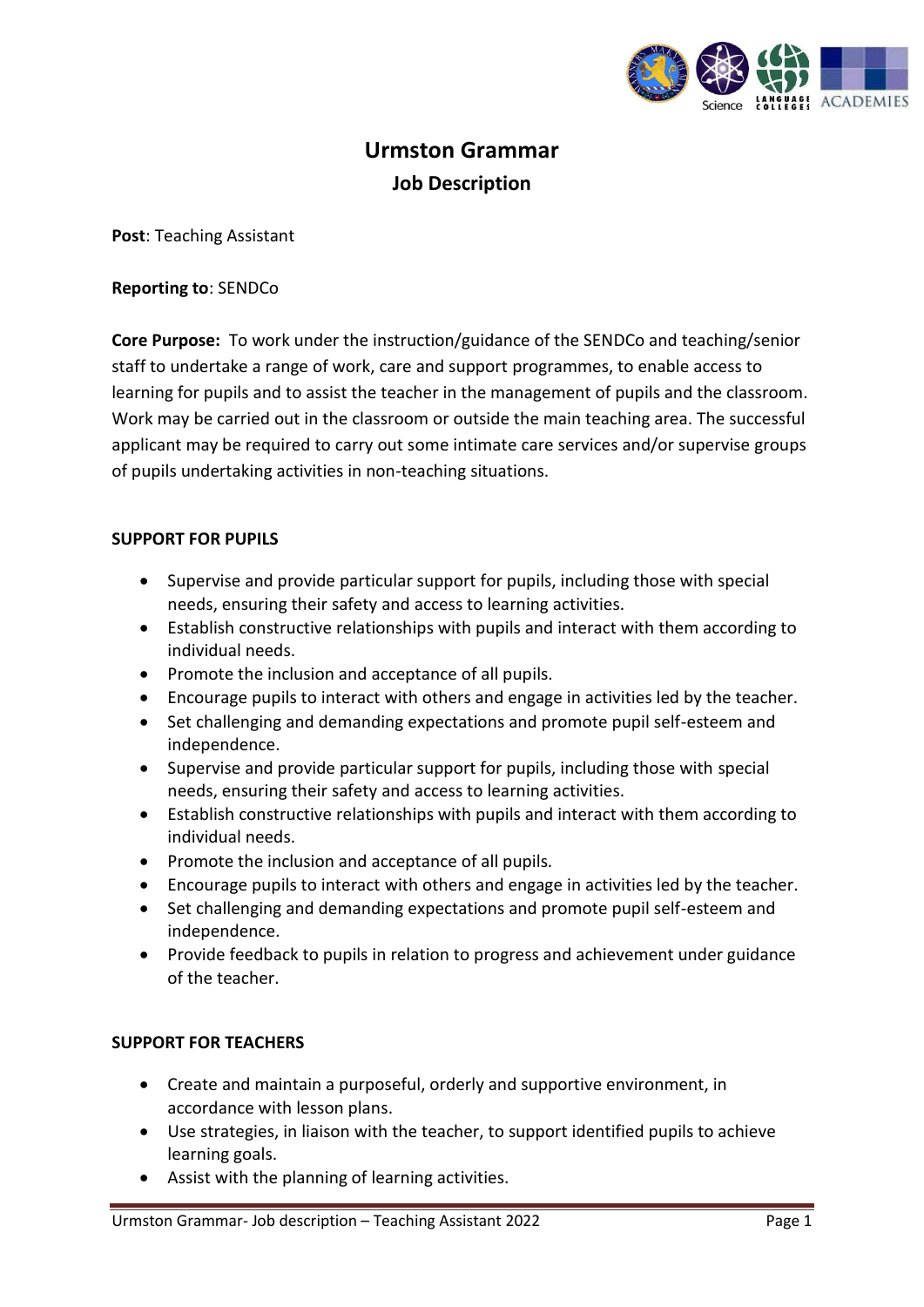# Urmston Grammar

## Job Description

**Post**: Teaching Assistant

**Reporting to**: SENDCo

**Core Purpose:** To work under the instruction/guidance of the SENDCo and teaching/senior staff to undertake a range of work, care and support programmes, to enable access to learning for pupils and to assist the teacher in the management of pupils and the classroom. Work may be carried out in the classroom or outside the main teaching area. The successful applicant may be required to carry out some intimate care services and/or supervise groups of pupils undertaking activities in non-teaching situations.

### SUPPORT FOR PUPILS

- Supervise and provide particular support for pupils, including those with special needs, ensuring their safety and access to learning activities.
- Establish constructive relationships with pupils and interact with them according to individual needs.
- Promote the inclusion and acceptance of all pupils.
- Encourage pupils to interact with others and engage in activities led by the teacher.
- Set challenging and demanding expectations and promote pupil self-esteem and independence.
- Supervise and provide particular support for pupils, including those with special needs, ensuring their safety and access to learning activities.
- Establish constructive relationships with pupils and interact with them according to individual needs.
- Promote the inclusion and acceptance of all pupils.
- Encourage pupils to interact with others and engage in activities led by the teacher.
- Set challenging and demanding expectations and promote pupil self-esteem and independence.
- Provide feedback to pupils in relation to progress and achievement under guidance of the teacher.

### SUPPORT FOR TEACHERS

- Create and maintain a purposeful, orderly and supportive environment, in accordance with lesson plans.
- Use strategies, in liaison with the teacher, to support identified pupils to achieve learning goals.
- Assist with the planning of learning activities.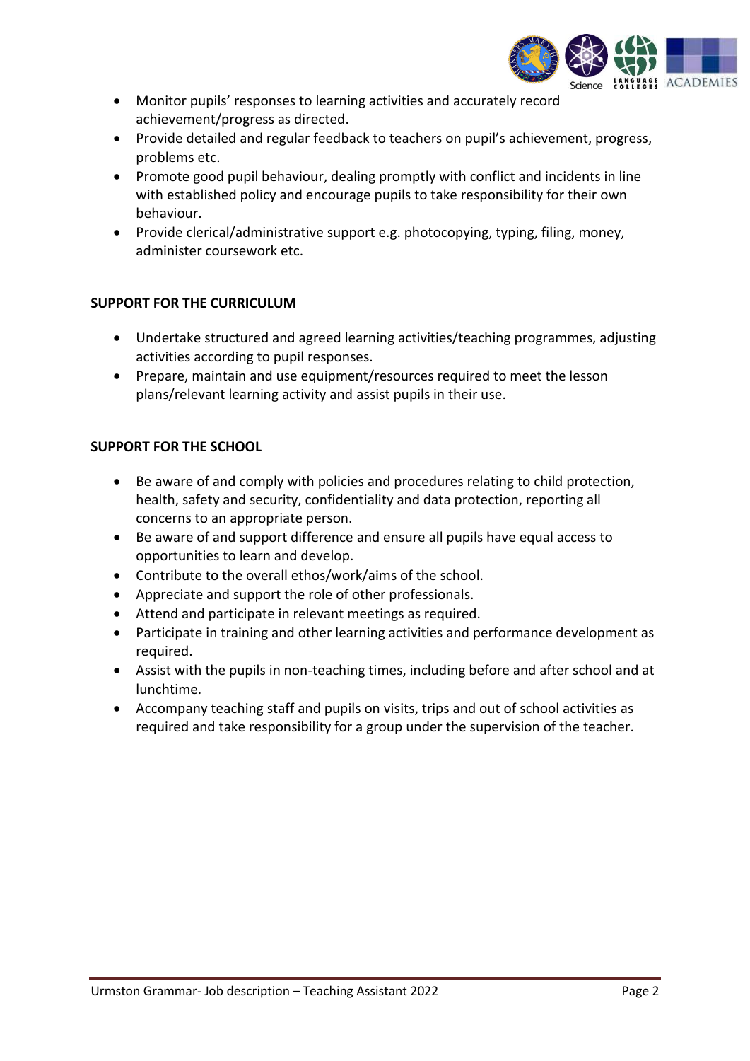- Monitor pupils' responses to learning activities and accurately record achievement/progress as directed.
- Provide detailed and regular feedback to teachers on pupil's achievement, progress, problems etc.
- Promote good pupil behaviour, dealing promptly with conflict and incidents in line with established policy and encourage pupils to take responsibility for their own behaviour.
- Provide clerical/administrative support e.g. photocopying, typing, filing, money, administer coursework etc.

**SUPPORT FOR THE CURRICULUM**

- Undertake structured and agreed learning activities/teaching programmes, adjusting activities according to pupil responses.
- Prepare, maintain and use equipment/resources required to meet the lesson plans/relevant learning activity and assist pupils in their use.

**SUPPORT FOR THE SCHOOL**

- Be aware of and comply with policies and procedures relating to child protection, health, safety and security, confidentiality and data protection, reporting all concerns to an appropriate person.
- Be aware of and support difference and ensure all pupils have equal access to opportunities to learn and develop.
- Contribute to the overall ethos/work/aims of the school.
- Appreciate and support the role of other professionals.
- Attend and participate in relevant meetings as required.
- Participate in training and other learning activities and performance development as required.
- Assist with the pupils in non-teaching times, including before and after school and at lunchtime.
- Accompany teaching staff and pupils on visits, trips and out of school activities as required and take responsibility for a group under the supervision of the teacher.